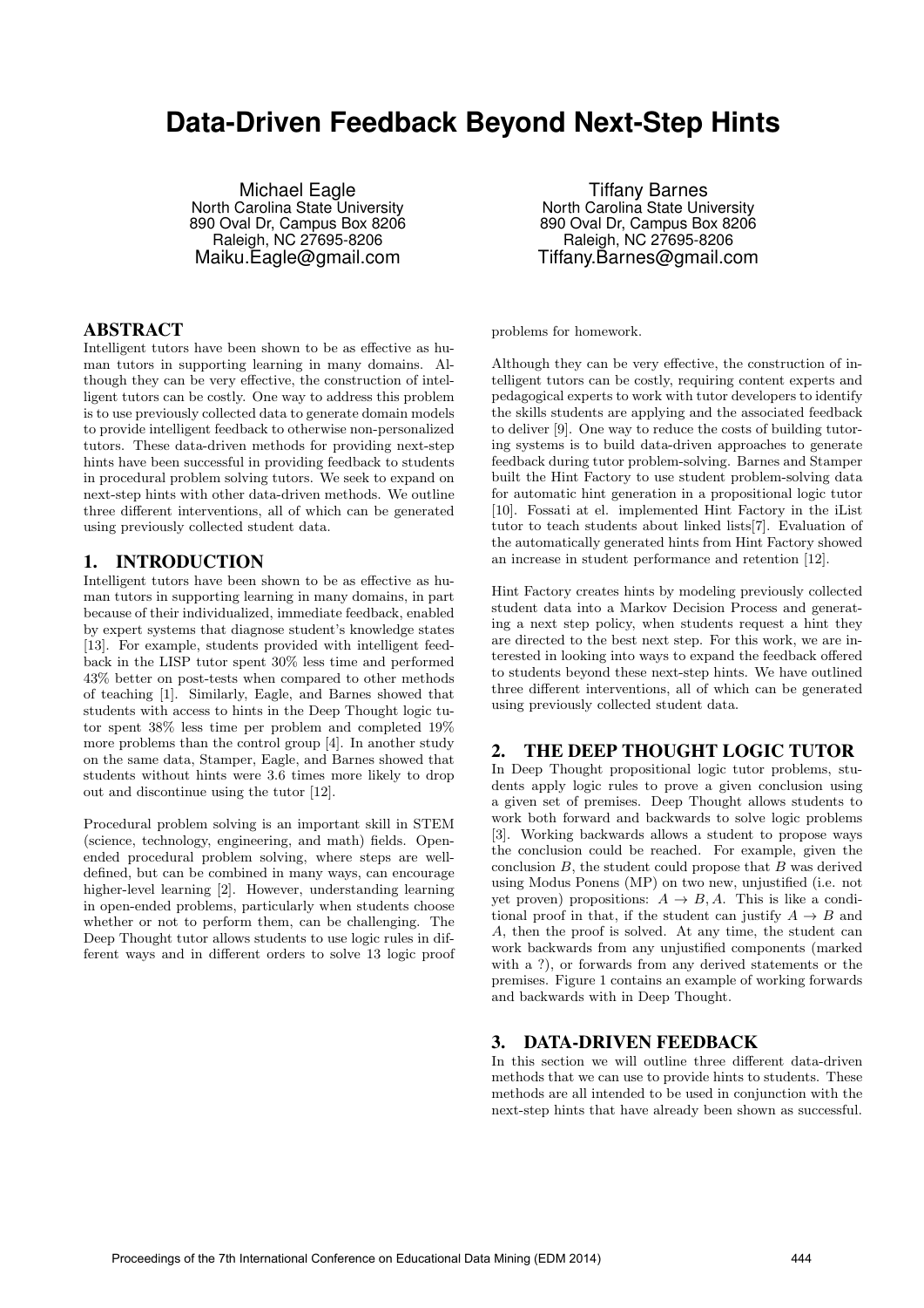# Data-Driven Feedback Beyond Next-Step Hints

Michael Eagle
North Carolina State University
890 Oval Dr, Campus Box 8206
Raleigh, NC 27695-8206
Maiku.Eagle@gmail.com

Tiffany Barnes
North Carolina State University
890 Oval Dr, Campus Box 8206
Raleigh, NC 27695-8206
Tiffany.Barnes@gmail.com

## ABSTRACT

Intelligent tutors have been shown to be as effective as human tutors in supporting learning in many domains. Although they can be very effective, the construction of intelligent tutors can be costly. One way to address this problem is to use previously collected data to generate domain models to provide intelligent feedback to otherwise non-personalized tutors. These data-driven methods for providing next-step hints have been successful in providing feedback to students in procedural problem solving tutors. We seek to expand on next-step hints with other data-driven methods. We outline three different interventions, all of which can be generated using previously collected student data.

## 1. INTRODUCTION

Intelligent tutors have been shown to be as effective as human tutors in supporting learning in many domains, in part because of their individualized, immediate feedback, enabled by expert systems that diagnose student's knowledge states [13]. For example, students provided with intelligent feedback in the LISP tutor spent 30% less time and performed 43% better on post-tests when compared to other methods of teaching [1]. Similarly, Eagle, and Barnes showed that students with access to hints in the Deep Thought logic tutor spent 38% less time per problem and completed 19% more problems than the control group [4]. In another study on the same data, Stamper, Eagle, and Barnes showed that students without hints were 3.6 times more likely to drop out and discontinue using the tutor [12].

Procedural problem solving is an important skill in STEM (science, technology, engineering, and math) fields. Open-ended procedural problem solving, where steps are well-defined, but can be combined in many ways, can encourage higher-level learning [2]. However, understanding learning in open-ended problems, particularly when students choose whether or not to perform them, can be challenging. The Deep Thought tutor allows students to use logic rules in different ways and in different orders to solve 13 logic proof problems for homework.

Although they can be very effective, the construction of intelligent tutors can be costly, requiring content experts and pedagogical experts to work with tutor developers to identify the skills students are applying and the associated feedback to deliver [9]. One way to reduce the costs of building tutoring systems is to build data-driven approaches to generate feedback during tutor problem-solving. Barnes and Stamper built the Hint Factory to use student problem-solving data for automatic hint generation in a propositional logic tutor [10]. Fossati at el. implemented Hint Factory in the iList tutor to teach students about linked lists[7]. Evaluation of the automatically generated hints from Hint Factory showed an increase in student performance and retention [12].

Hint Factory creates hints by modeling previously collected student data into a Markov Decision Process and generating a next step policy, when students request a hint they are directed to the best next step. For this work, we are interested in looking into ways to expand the feedback offered to students beyond these next-step hints. We have outlined three different interventions, all of which can be generated using previously collected student data.

## 2. THE DEEP THOUGHT LOGIC TUTOR

In Deep Thought propositional logic tutor problems, students apply logic rules to prove a given conclusion using a given set of premises. Deep Thought allows students to work both forward and backwards to solve logic problems [3]. Working backwards allows a student to propose ways the conclusion could be reached. For example, given the conclusion $B$, the student could propose that $B$ was derived using Modus Ponens (MP) on two new, unjustified (i.e. not yet proven) propositions: $A \rightarrow B, A$. This is like a conditional proof in that, if the student can justify $A \rightarrow B$ and $A$, then the proof is solved. At any time, the student can work backwards from any unjustified components (marked with a ?), or forwards from any derived statements or the premises. Figure 1 contains an example of working forwards and backwards with in Deep Thought.

## 3. DATA-DRIVEN FEEDBACK

In this section we will outline three different data-driven methods that we can use to provide hints to students. These methods are all intended to be used in conjunction with the next-step hints that have already been shown as successful.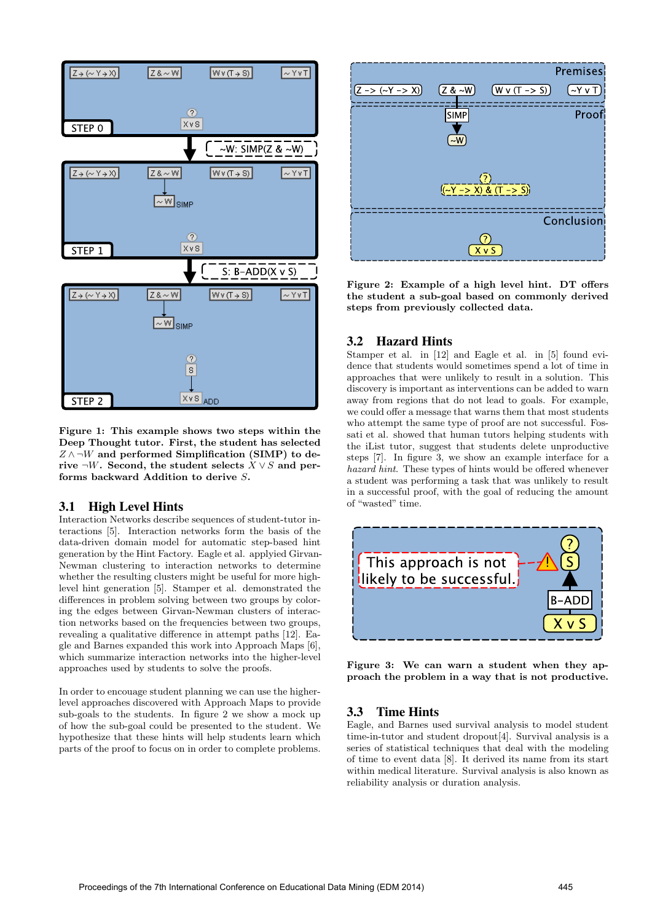**Figure 1: This example shows two steps within the Deep Thought tutor. First, the student has selected $Z \wedge \neg W$ and performed Simplification (SIMP) to derive $\neg W$. Second, the student selects $X \vee S$ and performs backward Addition to derive $S$.**

### 3.1 High Level Hints

Interaction Networks describe sequences of student-tutor interactions [5]. Interaction networks form the basis of the data-driven domain model for automatic step-based hint generation by the Hint Factory. Eagle et al. applyied Girvan-Newman clustering to interaction networks to determine whether the resulting clusters might be useful for more high-level hint generation [5]. Stamper et al. demonstrated the differences in problem solving between two groups by coloring the edges between Girvan-Newman clusters of interaction networks based on the frequencies between two groups, revealing a qualitative difference in attempt paths [12]. Eagle and Barnes expanded this work into Approach Maps [6], which summarize interaction networks into the higher-level approaches used by students to solve the proofs.

In order to encouage student planning we can use the higher-level approaches discovered with Approach Maps to provide sub-goals to the students. In figure 2 we show a mock up of how the sub-goal could be presented to the student. We hypothesize that these hints will help students learn which parts of the proof to focus on in order to complete problems.

**Figure 2: Example of a high level hint. DT offers the student a sub-goal based on commonly derived steps from previously collected data.**

### 3.2 Hazard Hints

Stamper et al. in [12] and Eagle et al. in [5] found evidence that students would sometimes spend a lot of time in approaches that were unlikely to result in a solution. This discovery is important as interventions can be added to warn away from regions that do not lead to goals. For example, we could offer a message that warns them that most students who attempt the same type of proof are not successful. Fossati et al. showed that human tutors helping students with the iList tutor, suggest that students delete unproductive steps [7]. In figure 3, we show an example interface for a *hazard hint*. These types of hints would be offered whenever a student was performing a task that was unlikely to result in a successful proof, with the goal of reducing the amount of "wasted" time.

**Figure 3: We can warn a student when they approach the problem in a way that is not productive.**

### 3.3 Time Hints

Eagle, and Barnes used survival analysis to model student time-in-tutor and student dropout[4]. Survival analysis is a series of statistical techniques that deal with the modeling of time to event data [8]. It derived its name from its start within medical literature. Survival analysis is also known as reliability analysis or duration analysis.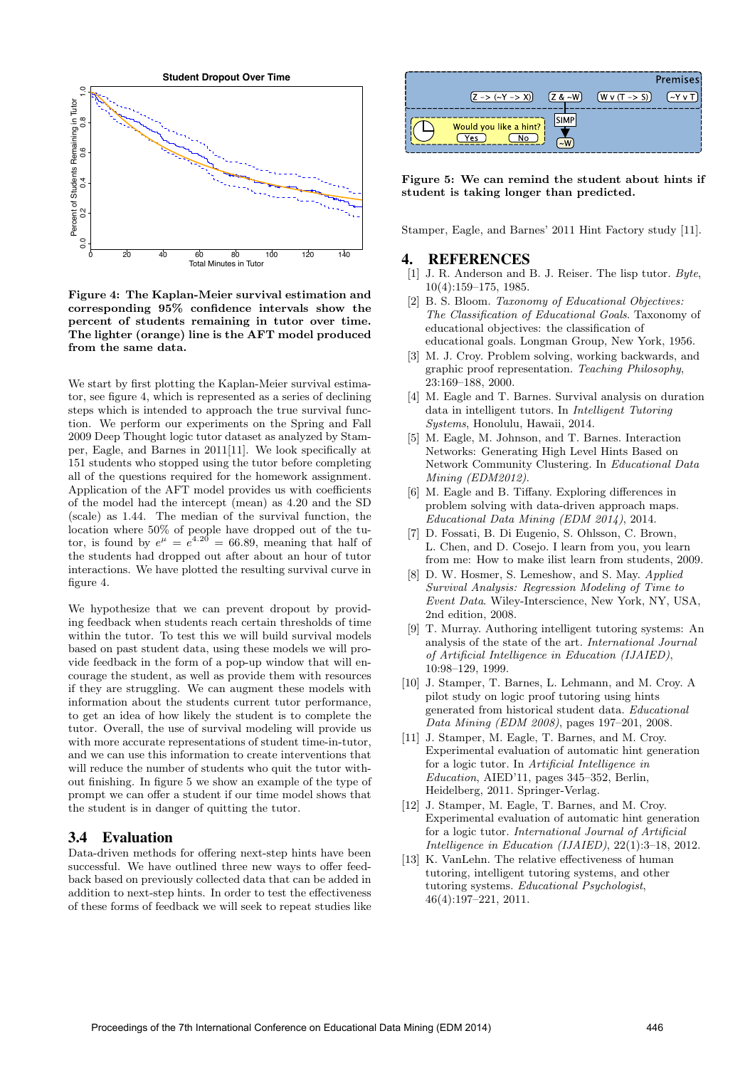Student Dropout Over Time

Percent of Students Remaining in Tutor

0.0 0.2 0.4 0.6 0.8 1.0

0 20 40 60 80 100 120 140

Total Minutes in Tutor

**Figure 4: The Kaplan-Meier survival estimation and corresponding 95% confidence intervals show the percent of students remaining in tutor over time. The lighter (orange) line is the AFT model produced from the same data.**

We start by first plotting the Kaplan-Meier survival estimator, see figure 4, which is represented as a series of declining steps which is intended to approach the true survival function. We perform our experiments on the Spring and Fall 2009 Deep Thought logic tutor dataset as analyzed by Stamper, Eagle, and Barnes in 2011[11]. We look specifically at 151 students who stopped using the tutor before completing all of the questions required for the homework assignment. Application of the AFT model provides us with coefficients of the model had the intercept (mean) as 4.20 and the SD (scale) as 1.44. The median of the survival function, the location where 50% of people have dropped out of the tutor, is found by $e^{\mu} = e^{4.20} = 66.89$, meaning that half of the students had dropped out after about an hour of tutor interactions. We have plotted the resulting survival curve in figure 4.

We hypothesize that we can prevent dropout by providing feedback when students reach certain thresholds of time within the tutor. To test this we will build survival models based on past student data, using these models we will provide feedback in the form of a pop-up window that will encourage the student, as well as provide them with resources if they are struggling. We can augment these models with information about the students current tutor performance, to get an idea of how likely the student is to complete the tutor. Overall, the use of survival modeling will provide us with more accurate representations of student time-in-tutor, and we can use this information to create interventions that will reduce the number of students who quit the tutor without finishing. In figure 5 we show an example of the type of prompt we can offer a student if our time model shows that the student is in danger of quitting the tutor.

## 3.4 Evaluation

Data-driven methods for offering next-step hints have been successful. We have outlined three new ways to offer feedback based on previously collected data that can be added in addition to next-step hints. In order to test the effectiveness of these forms of feedback we will seek to repeat studies like

Premises

Z -> (~Y -> X)  Z & ~W  W v (T -> S)  ~Y v T

Would you like a hint?  Yes  No

SIMP

~W

**Figure 5: We can remind the student about hints if student is taking longer than predicted.**

Stamper, Eagle, and Barnes' 2011 Hint Factory study [11].

# 4. REFERENCES

[1] J. R. Anderson and B. J. Reiser. The lisp tutor. *Byte*, 10(4):159–175, 1985.

[2] B. S. Bloom. *Taxonomy of Educational Objectives: The Classification of Educational Goals*. Taxonomy of educational objectives: the classification of educational goals. Longman Group, New York, 1956.

[3] M. J. Croy. Problem solving, working backwards, and graphic proof representation. *Teaching Philosophy*, 23:169–188, 2000.

[4] M. Eagle and T. Barnes. Survival analysis on duration data in intelligent tutors. In *Intelligent Tutoring Systems*, Honolulu, Hawaii, 2014.

[5] M. Eagle, M. Johnson, and T. Barnes. Interaction Networks: Generating High Level Hints Based on Network Community Clustering. In *Educational Data Mining (EDM2012)*.

[6] M. Eagle and B. Tiffany. Exploring differences in problem solving with data-driven approach maps. *Educational Data Mining (EDM 2014)*, 2014.

[7] D. Fossati, B. Di Eugenio, S. Ohlsson, C. Brown, L. Chen, and D. Cosejo. I learn from you, you learn from me: How to make ilist learn from students, 2009.

[8] D. W. Hosmer, S. Lemeshow, and S. May. *Applied Survival Analysis: Regression Modeling of Time to Event Data*. Wiley-Interscience, New York, NY, USA, 2nd edition, 2008.

[9] T. Murray. Authoring intelligent tutoring systems: An analysis of the state of the art. *International Journal of Artificial Intelligence in Education (IJAIED)*, 10:98–129, 1999.

[10] J. Stamper, T. Barnes, L. Lehmann, and M. Croy. A pilot study on logic proof tutoring using hints generated from historical student data. *Educational Data Mining (EDM 2008)*, pages 197–201, 2008.

[11] J. Stamper, M. Eagle, T. Barnes, and M. Croy. Experimental evaluation of automatic hint generation for a logic tutor. In *Artificial Intelligence in Education*, AIED'11, pages 345–352, Berlin, Heidelberg, 2011. Springer-Verlag.

[12] J. Stamper, M. Eagle, T. Barnes, and M. Croy. Experimental evaluation of automatic hint generation for a logic tutor. *International Journal of Artificial Intelligence in Education (IJAIED)*, 22(1):3–18, 2012.

[13] K. VanLehn. The relative effectiveness of human tutoring, intelligent tutoring systems, and other tutoring systems. *Educational Psychologist*, 46(4):197–221, 2011.